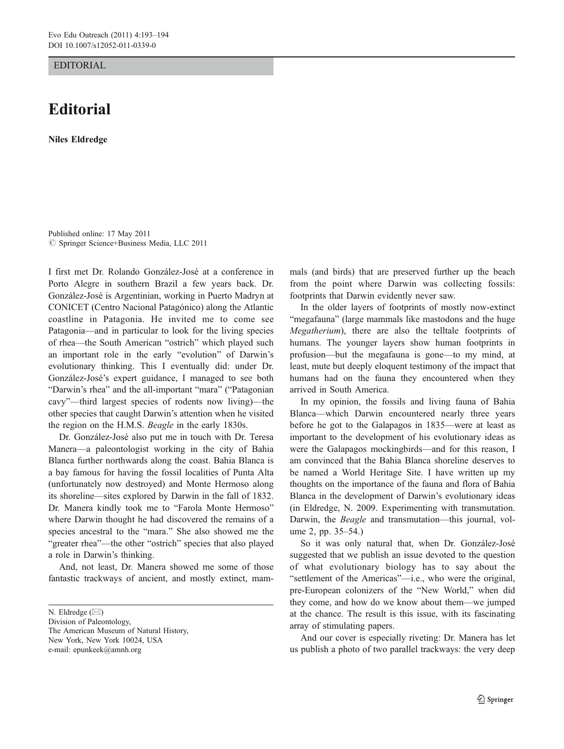EDITORIAL

# Editorial

**Niles Eldredge**

Published online: 17 May 2011
© Springer Science+Business Media, LLC 2011

I first met Dr. Rolando González-José at a conference in Porto Alegre in southern Brazil a few years back. Dr. González-José is Argentinian, working in Puerto Madryn at CONICET (Centro Nacional Patagónico) along the Atlantic coastline in Patagonia. He invited me to come see Patagonia—and in particular to look for the living species of rhea—the South American "ostrich" which played such an important role in the early "evolution" of Darwin's evolutionary thinking. This I eventually did: under Dr. González-José's expert guidance, I managed to see both "Darwin's rhea" and the all-important "mara" ("Patagonian cavy"—third largest species of rodents now living)—the other species that caught Darwin's attention when he visited the region on the H.M.S. *Beagle* in the early 1830s.

Dr. González-José also put me in touch with Dr. Teresa Manera—a paleontologist working in the city of Bahia Blanca further northwards along the coast. Bahia Blanca is a bay famous for having the fossil localities of Punta Alta (unfortunately now destroyed) and Monte Hermoso along its shoreline—sites explored by Darwin in the fall of 1832. Dr. Manera kindly took me to "Farola Monte Hermoso" where Darwin thought he had discovered the remains of a species ancestral to the "mara." She also showed me the "greater rhea"—the other "ostrich" species that also played a role in Darwin's thinking.

And, not least, Dr. Manera showed me some of those fantastic trackways of ancient, and mostly extinct, mammals (and birds) that are preserved further up the beach from the point where Darwin was collecting fossils: footprints that Darwin evidently never saw.

In the older layers of footprints of mostly now-extinct "megafauna" (large mammals like mastodons and the huge *Megatherium*), there are also the telltale footprints of humans. The younger layers show human footprints in profusion—but the megafauna is gone—to my mind, at least, mute but deeply eloquent testimony of the impact that humans had on the fauna they encountered when they arrived in South America.

In my opinion, the fossils and living fauna of Bahia Blanca—which Darwin encountered nearly three years before he got to the Galapagos in 1835—were at least as important to the development of his evolutionary ideas as were the Galapagos mockingbirds—and for this reason, I am convinced that the Bahia Blanca shoreline deserves to be named a World Heritage Site. I have written up my thoughts on the importance of the fauna and flora of Bahia Blanca in the development of Darwin's evolutionary ideas (in Eldredge, N. 2009. Experimenting with transmutation. Darwin, the *Beagle* and transmutation—this journal, volume 2, pp. 35–54.)

So it was only natural that, when Dr. González-José suggested that we publish an issue devoted to the question of what evolutionary biology has to say about the "settlement of the Americas"—i.e., who were the original, pre-European colonizers of the "New World," when did they come, and how do we know about them—we jumped at the chance. The result is this issue, with its fascinating array of stimulating papers.

And our cover is especially riveting: Dr. Manera has let us publish a photo of two parallel trackways: the very deep

N. Eldredge (✉)
Division of Paleontology,
The American Museum of Natural History,
New York, New York 10024, USA
e-mail: epunkeek@amnh.org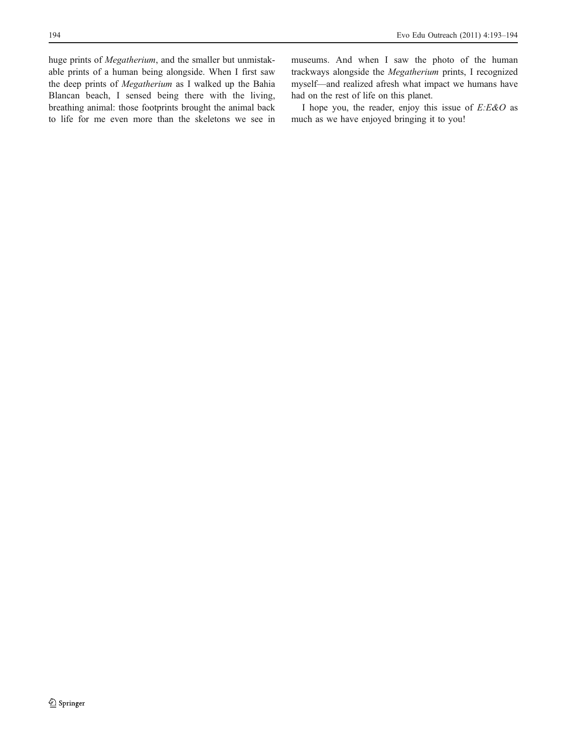huge prints of *Megatherium*, and the smaller but unmistakable prints of a human being alongside. When I first saw the deep prints of *Megatherium* as I walked up the Bahia Blancan beach, I sensed being there with the living, breathing animal: those footprints brought the animal back to life for me even more than the skeletons we see in museums. And when I saw the photo of the human trackways alongside the *Megatherium* prints, I recognized myself—and realized afresh what impact we humans have had on the rest of life on this planet.

I hope you, the reader, enjoy this issue of *E:E&O* as much as we have enjoyed bringing it to you!